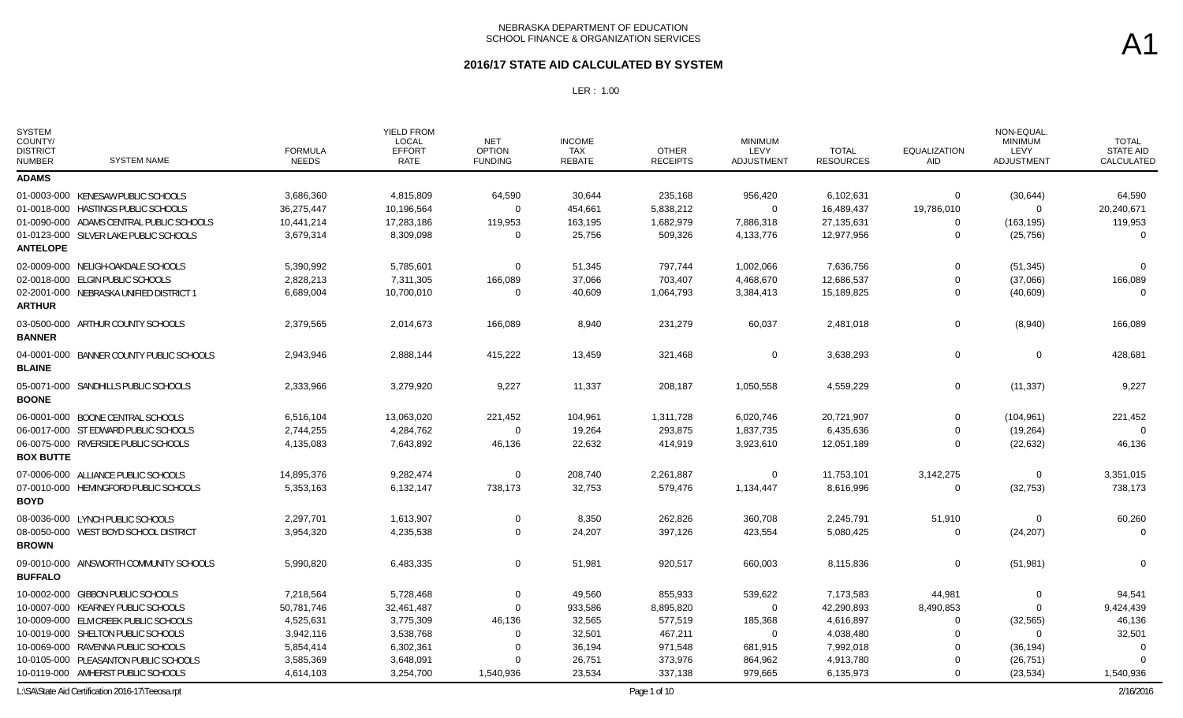# NEBRASKA DEPARTMENT OF EDUCATION
## SCHOOL FINANCE & ORGANIZATION SERVICES

A1

### 2016/17 STATE AID CALCULATED BY SYSTEM

LER : 1.00

| SYSTEM COUNTY/ DISTRICT NUMBER | SYSTEM NAME | FORMULA NEEDS | YIELD FROM LOCAL EFFORT RATE | NET OPTION FUNDING | INCOME TAX REBATE | OTHER RECEIPTS | MINIMUM LEVY ADJUSTMENT | TOTAL RESOURCES | EQUALIZATION AID | NON-EQUAL. MINIMUM LEVY ADJUSTMENT | TOTAL STATE AID CALCULATED |
|---|---|---|---|---|---|---|---|---|---|---|---|
| **ADAMS** | | | | | | | | | | | |
| 01-0003-000 | KENESAW PUBLIC SCHOOLS | 3,686,360 | 4,815,809 | 64,590 | 30,644 | 235,168 | 956,420 | 6,102,631 | 0 | (30,644) | 64,590 |
| 01-0018-000 | HASTINGS PUBLIC SCHOOLS | 36,275,447 | 10,196,564 | 0 | 454,661 | 5,838,212 | 0 | 16,489,437 | 19,786,010 | 0 | 20,240,671 |
| 01-0090-000 | ADAMS CENTRAL PUBLIC SCHOOLS | 10,441,214 | 17,283,186 | 119,953 | 163,195 | 1,682,979 | 7,886,318 | 27,135,631 | 0 | (163,195) | 119,953 |
| 01-0123-000 | SILVER LAKE PUBLIC SCHOOLS | 3,679,314 | 8,309,098 | 0 | 25,756 | 509,326 | 4,133,776 | 12,977,956 | 0 | (25,756) | 0 |
| **ANTELOPE** | | | | | | | | | | | |
| 02-0009-000 | NELIGH-OAKDALE SCHOOLS | 5,390,992 | 5,785,601 | 0 | 51,345 | 797,744 | 1,002,066 | 7,636,756 | 0 | (51,345) | 0 |
| 02-0018-000 | ELGIN PUBLIC SCHOOLS | 2,828,213 | 7,311,305 | 166,089 | 37,066 | 703,407 | 4,468,670 | 12,686,537 | 0 | (37,066) | 166,089 |
| 02-2001-000 | NEBRASKA UNIFIED DISTRICT 1 | 6,689,004 | 10,700,010 | 0 | 40,609 | 1,064,793 | 3,384,413 | 15,189,825 | 0 | (40,609) | 0 |
| **ARTHUR** | | | | | | | | | | | |
| 03-0500-000 | ARTHUR COUNTY SCHOOLS | 2,379,565 | 2,014,673 | 166,089 | 8,940 | 231,279 | 60,037 | 2,481,018 | 0 | (8,940) | 166,089 |
| **BANNER** | | | | | | | | | | | |
| 04-0001-000 | BANNER COUNTY PUBLIC SCHOOLS | 2,943,946 | 2,888,144 | 415,222 | 13,459 | 321,468 | 0 | 3,638,293 | 0 | 0 | 428,681 |
| **BLAINE** | | | | | | | | | | | |
| 05-0071-000 | SANDHILLS PUBLIC SCHOOLS | 2,333,966 | 3,279,920 | 9,227 | 11,337 | 208,187 | 1,050,558 | 4,559,229 | 0 | (11,337) | 9,227 |
| **BOONE** | | | | | | | | | | | |
| 06-0001-000 | BOONE CENTRAL SCHOOLS | 6,516,104 | 13,063,020 | 221,452 | 104,961 | 1,311,728 | 6,020,746 | 20,721,907 | 0 | (104,961) | 221,452 |
| 06-0017-000 | ST EDWARD PUBLIC SCHOOLS | 2,744,255 | 4,284,762 | 0 | 19,264 | 293,875 | 1,837,735 | 6,435,636 | 0 | (19,264) | 0 |
| 06-0075-000 | RIVERSIDE PUBLIC SCHOOLS | 4,135,083 | 7,643,892 | 46,136 | 22,632 | 414,919 | 3,923,610 | 12,051,189 | 0 | (22,632) | 46,136 |
| **BOX BUTTE** | | | | | | | | | | | |
| 07-0006-000 | ALLIANCE PUBLIC SCHOOLS | 14,895,376 | 9,282,474 | 0 | 208,740 | 2,261,887 | 0 | 11,753,101 | 3,142,275 | 0 | 3,351,015 |
| 07-0010-000 | HEMINGFORD PUBLIC SCHOOLS | 5,353,163 | 6,132,147 | 738,173 | 32,753 | 579,476 | 1,134,447 | 8,616,996 | 0 | (32,753) | 738,173 |
| **BOYD** | | | | | | | | | | | |
| 08-0036-000 | LYNCH PUBLIC SCHOOLS | 2,297,701 | 1,613,907 | 0 | 8,350 | 262,826 | 360,708 | 2,245,791 | 51,910 | 0 | 60,260 |
| 08-0050-000 | WEST BOYD SCHOOL DISTRICT | 3,954,320 | 4,235,538 | 0 | 24,207 | 397,126 | 423,554 | 5,080,425 | 0 | (24,207) | 0 |
| **BROWN** | | | | | | | | | | | |
| 09-0010-000 | AINSWORTH COMMUNITY SCHOOLS | 5,990,820 | 6,483,335 | 0 | 51,981 | 920,517 | 660,003 | 8,115,836 | 0 | (51,981) | 0 |
| **BUFFALO** | | | | | | | | | | | |
| 10-0002-000 | GIBBON PUBLIC SCHOOLS | 7,218,564 | 5,728,468 | 0 | 49,560 | 855,933 | 539,622 | 7,173,583 | 44,981 | 0 | 94,541 |
| 10-0007-000 | KEARNEY PUBLIC SCHOOLS | 50,781,746 | 32,461,487 | 0 | 933,586 | 8,895,820 | 0 | 42,290,893 | 8,490,853 | 0 | 9,424,439 |
| 10-0009-000 | ELM CREEK PUBLIC SCHOOLS | 4,525,631 | 3,775,309 | 46,136 | 32,565 | 577,519 | 185,368 | 4,616,897 | 0 | (32,565) | 46,136 |
| 10-0019-000 | SHELTON PUBLIC SCHOOLS | 3,942,116 | 3,538,768 | 0 | 32,501 | 467,211 | 0 | 4,038,480 | 0 | 0 | 32,501 |
| 10-0069-000 | RAVENNA PUBLIC SCHOOLS | 5,854,414 | 6,302,361 | 0 | 36,194 | 971,548 | 681,915 | 7,992,018 | 0 | (36,194) | 0 |
| 10-0105-000 | PLEASANTON PUBLIC SCHOOLS | 3,585,369 | 3,648,091 | 0 | 26,751 | 373,976 | 864,962 | 4,913,780 | 0 | (26,751) | 0 |
| 10-0119-000 | AMHERST PUBLIC SCHOOLS | 4,614,103 | 3,254,700 | 1,540,936 | 23,534 | 337,138 | 979,665 | 6,135,973 | 0 | (23,534) | 1,540,936 |

L:\SA\State Aid Certification 2016-17\Teeosa.rpt    2/16/2016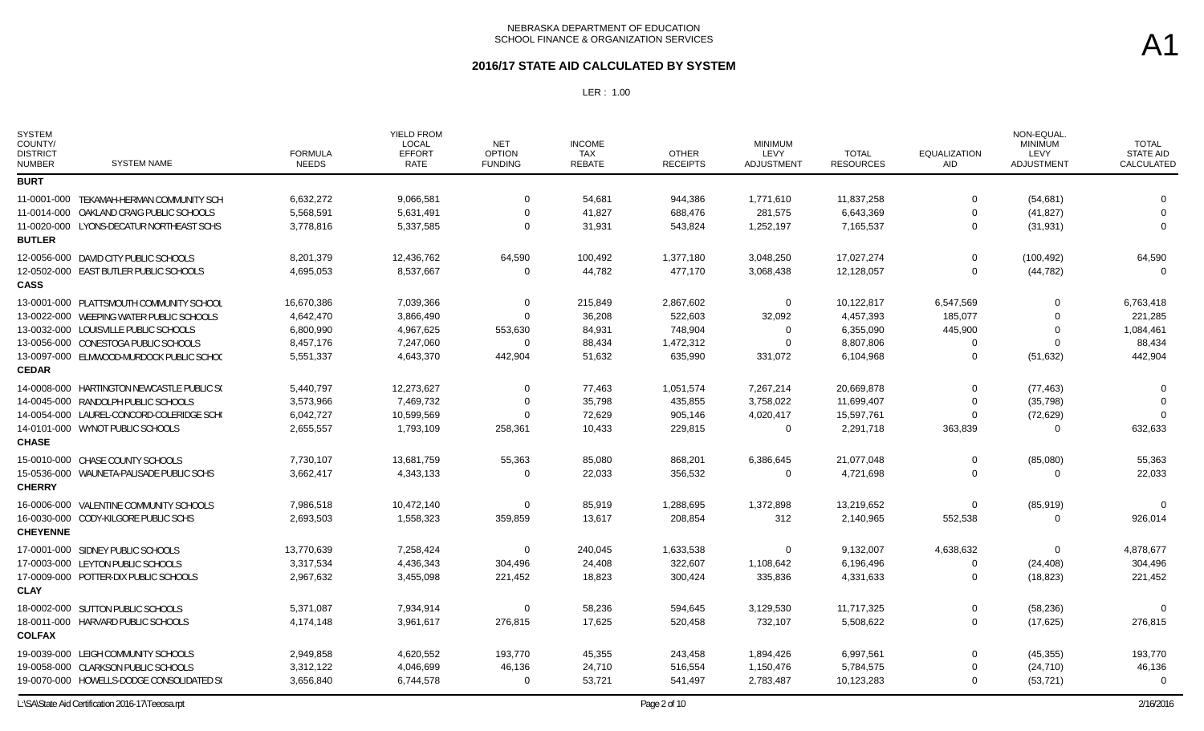NEBRASKA DEPARTMENT OF EDUCATION
SCHOOL FINANCE & ORGANIZATION SERVICES

A1

## 2016/17 STATE AID CALCULATED BY SYSTEM

LER : 1.00

| SYSTEM COUNTY/ DISTRICT NUMBER | SYSTEM NAME | FORMULA NEEDS | YIELD FROM LOCAL EFFORT RATE | NET OPTION FUNDING | INCOME TAX REBATE | OTHER RECEIPTS | MINIMUM LEVY ADJUSTMENT | TOTAL RESOURCES | EQUALIZATION AID | NON-EQUAL. MINIMUM LEVY ADJUSTMENT | TOTAL STATE AID CALCULATED |
|---|---|---|---|---|---|---|---|---|---|---|---|
| **BURT** | | | | | | | | | | | |
| 11-0001-000 | TEKAMAH-HERMAN COMMUNITY SCH | 6,632,272 | 9,066,581 | 0 | 54,681 | 944,386 | 1,771,610 | 11,837,258 | 0 | (54,681) | 0 |
| 11-0014-000 | OAKLAND CRAIG PUBLIC SCHOOLS | 5,568,591 | 5,631,491 | 0 | 41,827 | 688,476 | 281,575 | 6,643,369 | 0 | (41,827) | 0 |
| 11-0020-000 | LYONS-DECATUR NORTHEAST SCHS | 3,778,816 | 5,337,585 | 0 | 31,931 | 543,824 | 1,252,197 | 7,165,537 | 0 | (31,931) | 0 |
| **BUTLER** | | | | | | | | | | | |
| 12-0056-000 | DAVID CITY PUBLIC SCHOOLS | 8,201,379 | 12,436,762 | 64,590 | 100,492 | 1,377,180 | 3,048,250 | 17,027,274 | 0 | (100,492) | 64,590 |
| 12-0502-000 | EAST BUTLER PUBLIC SCHOOLS | 4,695,053 | 8,537,667 | 0 | 44,782 | 477,170 | 3,068,438 | 12,128,057 | 0 | (44,782) | 0 |
| **CASS** | | | | | | | | | | | |
| 13-0001-000 | PLATTSMOUTH COMMUNITY SCHOOL | 16,670,386 | 7,039,366 | 0 | 215,849 | 2,867,602 | 0 | 10,122,817 | 6,547,569 | 0 | 6,763,418 |
| 13-0022-000 | WEEPING WATER PUBLIC SCHOOLS | 4,642,470 | 3,866,490 | 0 | 36,208 | 522,603 | 32,092 | 4,457,393 | 185,077 | 0 | 221,285 |
| 13-0032-000 | LOUISVILLE PUBLIC SCHOOLS | 6,800,990 | 4,967,625 | 553,630 | 84,931 | 748,904 | 0 | 6,355,090 | 445,900 | 0 | 1,084,461 |
| 13-0056-000 | CONESTOGA PUBLIC SCHOOLS | 8,457,176 | 7,247,060 | 0 | 88,434 | 1,472,312 | 0 | 8,807,806 | 0 | 0 | 88,434 |
| 13-0097-000 | ELMWOOD-MURDOCK PUBLIC SCHOO | 5,551,337 | 4,643,370 | 442,904 | 51,632 | 635,990 | 331,072 | 6,104,968 | 0 | (51,632) | 442,904 |
| **CEDAR** | | | | | | | | | | | |
| 14-0008-000 | HARTINGTON NEWCASTLE PUBLIC S( | 5,440,797 | 12,273,627 | 0 | 77,463 | 1,051,574 | 7,267,214 | 20,669,878 | 0 | (77,463) | 0 |
| 14-0045-000 | RANDOLPH PUBLIC SCHOOLS | 3,573,966 | 7,469,732 | 0 | 35,798 | 435,855 | 3,758,022 | 11,699,407 | 0 | (35,798) | 0 |
| 14-0054-000 | LAUREL-CONCORD-COLERIDGE SCH( | 6,042,727 | 10,599,569 | 0 | 72,629 | 905,146 | 4,020,417 | 15,597,761 | 0 | (72,629) | 0 |
| 14-0101-000 | WYNOT PUBLIC SCHOOLS | 2,655,557 | 1,793,109 | 258,361 | 10,433 | 229,815 | 0 | 2,291,718 | 363,839 | 0 | 632,633 |
| **CHASE** | | | | | | | | | | | |
| 15-0010-000 | CHASE COUNTY SCHOOLS | 7,730,107 | 13,681,759 | 55,363 | 85,080 | 868,201 | 6,386,645 | 21,077,048 | 0 | (85,080) | 55,363 |
| 15-0536-000 | WAUNETA-PALISADE PUBLIC SCHS | 3,662,417 | 4,343,133 | 0 | 22,033 | 356,532 | 0 | 4,721,698 | 0 | 0 | 22,033 |
| **CHERRY** | | | | | | | | | | | |
| 16-0006-000 | VALENTINE COMMUNITY SCHOOLS | 7,986,518 | 10,472,140 | 0 | 85,919 | 1,288,695 | 1,372,898 | 13,219,652 | 0 | (85,919) | 0 |
| 16-0030-000 | CODY-KILGORE PUBLIC SCHS | 2,693,503 | 1,558,323 | 359,859 | 13,617 | 208,854 | 312 | 2,140,965 | 552,538 | 0 | 926,014 |
| **CHEYENNE** | | | | | | | | | | | |
| 17-0001-000 | SIDNEY PUBLIC SCHOOLS | 13,770,639 | 7,258,424 | 0 | 240,045 | 1,633,538 | 0 | 9,132,007 | 4,638,632 | 0 | 4,878,677 |
| 17-0003-000 | LEYTON PUBLIC SCHOOLS | 3,317,534 | 4,436,343 | 304,496 | 24,408 | 322,607 | 1,108,642 | 6,196,496 | 0 | (24,408) | 304,496 |
| 17-0009-000 | POTTER-DIX PUBLIC SCHOOLS | 2,967,632 | 3,455,098 | 221,452 | 18,823 | 300,424 | 335,836 | 4,331,633 | 0 | (18,823) | 221,452 |
| **CLAY** | | | | | | | | | | | |
| 18-0002-000 | SUTTON PUBLIC SCHOOLS | 5,371,087 | 7,934,914 | 0 | 58,236 | 594,645 | 3,129,530 | 11,717,325 | 0 | (58,236) | 0 |
| 18-0011-000 | HARVARD PUBLIC SCHOOLS | 4,174,148 | 3,961,617 | 276,815 | 17,625 | 520,458 | 732,107 | 5,508,622 | 0 | (17,625) | 276,815 |
| **COLFAX** | | | | | | | | | | | |
| 19-0039-000 | LEIGH COMMUNITY SCHOOLS | 2,949,858 | 4,620,552 | 193,770 | 45,355 | 243,458 | 1,894,426 | 6,997,561 | 0 | (45,355) | 193,770 |
| 19-0058-000 | CLARKSON PUBLIC SCHOOLS | 3,312,122 | 4,046,699 | 46,136 | 24,710 | 516,554 | 1,150,476 | 5,784,575 | 0 | (24,710) | 46,136 |
| 19-0070-000 | HOWELLS-DODGE CONSOLIDATED S( | 3,656,840 | 6,744,578 | 0 | 53,721 | 541,497 | 2,783,487 | 10,123,283 | 0 | (53,721) | 0 |

L:\SA\State Aid Certification 2016-17\Teeosa.rpt — 2/16/2016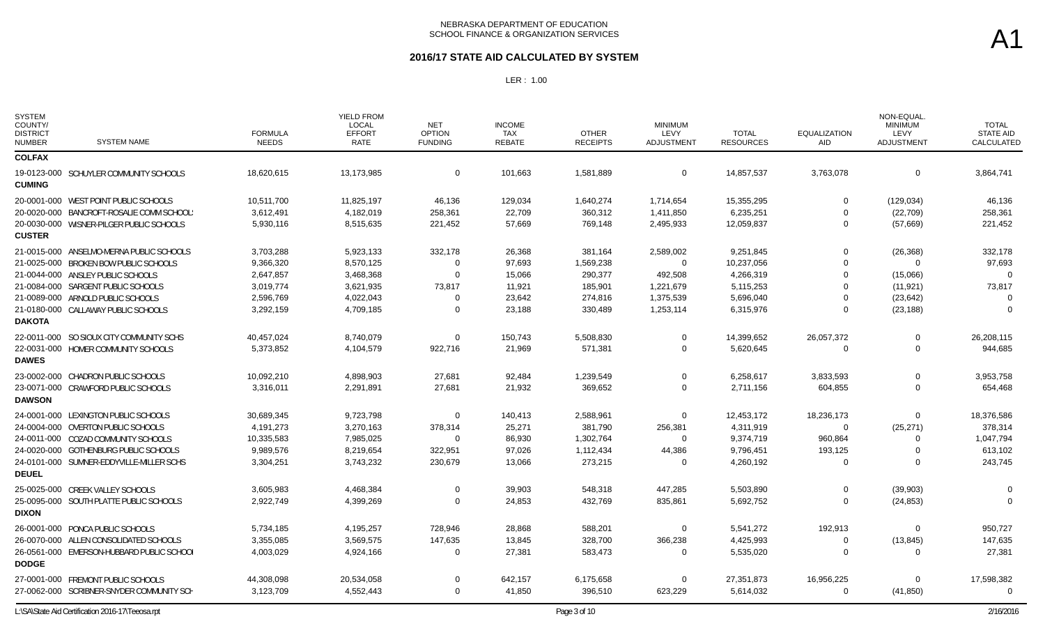NEBRASKA DEPARTMENT OF EDUCATION
SCHOOL FINANCE & ORGANIZATION SERVICES

# 2016/17 STATE AID CALCULATED BY SYSTEM

LER : 1.00

| SYSTEM COUNTY/ DISTRICT NUMBER | SYSTEM NAME | FORMULA NEEDS | YIELD FROM LOCAL EFFORT RATE | NET OPTION FUNDING | INCOME TAX REBATE | OTHER RECEIPTS | MINIMUM LEVY ADJUSTMENT | TOTAL RESOURCES | EQUALIZATION AID | NON-EQUAL. MINIMUM LEVY ADJUSTMENT | TOTAL STATE AID CALCULATED |
|---|---|---|---|---|---|---|---|---|---|---|---|
| **COLFAX** | | | | | | | | | | | |
| 19-0123-000 | SCHUYLER COMMUNITY SCHOOLS | 18,620,615 | 13,173,985 | 0 | 101,663 | 1,581,889 | 0 | 14,857,537 | 3,763,078 | 0 | 3,864,741 |
| **CUMING** | | | | | | | | | | | |
| 20-0001-000 | WEST POINT PUBLIC SCHOOLS | 10,511,700 | 11,825,197 | 46,136 | 129,034 | 1,640,274 | 1,714,654 | 15,355,295 | 0 | (129,034) | 46,136 |
| 20-0020-000 | BANCROFT-ROSALIE COMM SCHOOLS | 3,612,491 | 4,182,019 | 258,361 | 22,709 | 360,312 | 1,411,850 | 6,235,251 | 0 | (22,709) | 258,361 |
| 20-0030-000 | WISNER-PILGER PUBLIC SCHOOLS | 5,930,116 | 8,515,635 | 221,452 | 57,669 | 769,148 | 2,495,933 | 12,059,837 | 0 | (57,669) | 221,452 |
| **CUSTER** | | | | | | | | | | | |
| 21-0015-000 | ANSELMO-MERNA PUBLIC SCHOOLS | 3,703,288 | 5,923,133 | 332,178 | 26,368 | 381,164 | 2,589,002 | 9,251,845 | 0 | (26,368) | 332,178 |
| 21-0025-000 | BROKEN BOW PUBLIC SCHOOLS | 9,366,320 | 8,570,125 | 0 | 97,693 | 1,569,238 | 0 | 10,237,056 | 0 | 0 | 97,693 |
| 21-0044-000 | ANSLEY PUBLIC SCHOOLS | 2,647,857 | 3,468,368 | 0 | 15,066 | 290,377 | 492,508 | 4,266,319 | 0 | (15,066) | 0 |
| 21-0084-000 | SARGENT PUBLIC SCHOOLS | 3,019,774 | 3,621,935 | 73,817 | 11,921 | 185,901 | 1,221,679 | 5,115,253 | 0 | (11,921) | 73,817 |
| 21-0089-000 | ARNOLD PUBLIC SCHOOLS | 2,596,769 | 4,022,043 | 0 | 23,642 | 274,816 | 1,375,539 | 5,696,040 | 0 | (23,642) | 0 |
| 21-0180-000 | CALLAWAY PUBLIC SCHOOLS | 3,292,159 | 4,709,185 | 0 | 23,188 | 330,489 | 1,253,114 | 6,315,976 | 0 | (23,188) | 0 |
| **DAKOTA** | | | | | | | | | | | |
| 22-0011-000 | SO SIOUX CITY COMMUNITY SCHS | 40,457,024 | 8,740,079 | 0 | 150,743 | 5,508,830 | 0 | 14,399,652 | 26,057,372 | 0 | 26,208,115 |
| 22-0031-000 | HOMER COMMUNITY SCHOOLS | 5,373,852 | 4,104,579 | 922,716 | 21,969 | 571,381 | 0 | 5,620,645 | 0 | 0 | 944,685 |
| **DAWES** | | | | | | | | | | | |
| 23-0002-000 | CHADRON PUBLIC SCHOOLS | 10,092,210 | 4,898,903 | 27,681 | 92,484 | 1,239,549 | 0 | 6,258,617 | 3,833,593 | 0 | 3,953,758 |
| 23-0071-000 | CRAWFORD PUBLIC SCHOOLS | 3,316,011 | 2,291,891 | 27,681 | 21,932 | 369,652 | 0 | 2,711,156 | 604,855 | 0 | 654,468 |
| **DAWSON** | | | | | | | | | | | |
| 24-0001-000 | LEXINGTON PUBLIC SCHOOLS | 30,689,345 | 9,723,798 | 0 | 140,413 | 2,588,961 | 0 | 12,453,172 | 18,236,173 | 0 | 18,376,586 |
| 24-0004-000 | OVERTON PUBLIC SCHOOLS | 4,191,273 | 3,270,163 | 378,314 | 25,271 | 381,790 | 256,381 | 4,311,919 | 0 | (25,271) | 378,314 |
| 24-0011-000 | COZAD COMMUNITY SCHOOLS | 10,335,583 | 7,985,025 | 0 | 86,930 | 1,302,764 | 0 | 9,374,719 | 960,864 | 0 | 1,047,794 |
| 24-0020-000 | GOTHENBURG PUBLIC SCHOOLS | 9,989,576 | 8,219,654 | 322,951 | 97,026 | 1,112,434 | 44,386 | 9,796,451 | 193,125 | 0 | 613,102 |
| 24-0101-000 | SUMNER-EDDYVILLE-MILLER SCHS | 3,304,251 | 3,743,232 | 230,679 | 13,066 | 273,215 | 0 | 4,260,192 | 0 | 0 | 243,745 |
| **DEUEL** | | | | | | | | | | | |
| 25-0025-000 | CREEK VALLEY SCHOOLS | 3,605,983 | 4,468,384 | 0 | 39,903 | 548,318 | 447,285 | 5,503,890 | 0 | (39,903) | 0 |
| 25-0095-000 | SOUTH PLATTE PUBLIC SCHOOLS | 2,922,749 | 4,399,269 | 0 | 24,853 | 432,769 | 835,861 | 5,692,752 | 0 | (24,853) | 0 |
| **DIXON** | | | | | | | | | | | |
| 26-0001-000 | PONCA PUBLIC SCHOOLS | 5,734,185 | 4,195,257 | 728,946 | 28,868 | 588,201 | 0 | 5,541,272 | 192,913 | 0 | 950,727 |
| 26-0070-000 | ALLEN CONSOLIDATED SCHOOLS | 3,355,085 | 3,569,575 | 147,635 | 13,845 | 328,700 | 366,238 | 4,425,993 | 0 | (13,845) | 147,635 |
| 26-0561-000 | EMERSON-HUBBARD PUBLIC SCHOOLS | 4,003,029 | 4,924,166 | 0 | 27,381 | 583,473 | 0 | 5,535,020 | 0 | 0 | 27,381 |
| **DODGE** | | | | | | | | | | | |
| 27-0001-000 | FREMONT PUBLIC SCHOOLS | 44,308,098 | 20,534,058 | 0 | 642,157 | 6,175,658 | 0 | 27,351,873 | 16,956,225 | 0 | 17,598,382 |
| 27-0062-000 | SCRIBNER-SNYDER COMMUNITY SCH | 3,123,709 | 4,552,443 | 0 | 41,850 | 396,510 | 623,229 | 5,614,032 | 0 | (41,850) | 0 |

L:\SA\State Aid Certification 2016-17\Teeosa.rpt 2/16/2016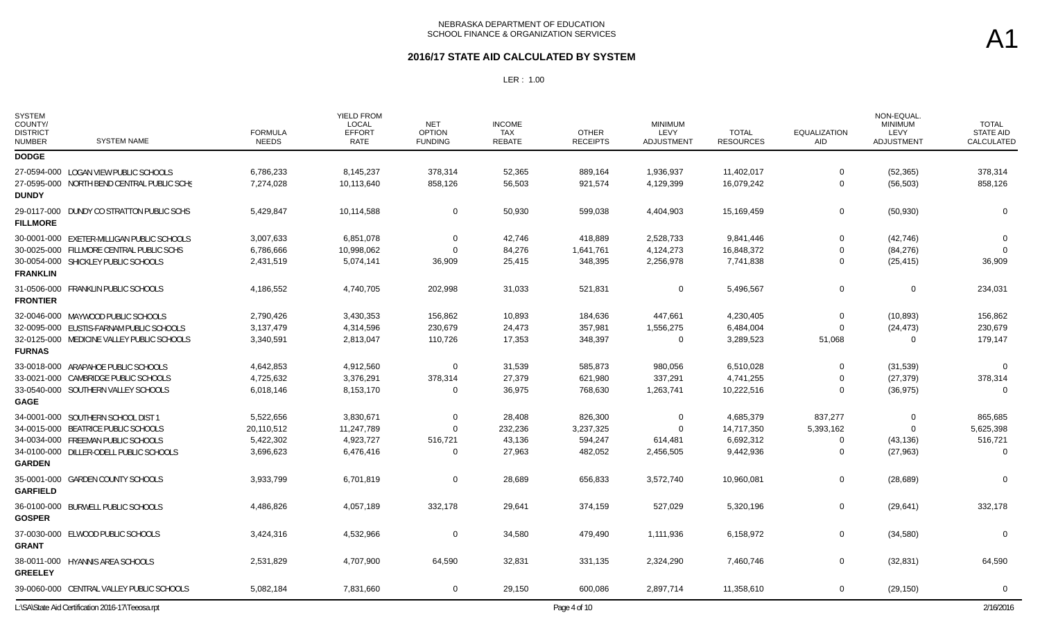NEBRASKA DEPARTMENT OF EDUCATION
SCHOOL FINANCE & ORGANIZATION SERVICES

A1

## 2016/17 STATE AID CALCULATED BY SYSTEM

LER : 1.00

| SYSTEM COUNTY/ DISTRICT NUMBER | SYSTEM NAME | FORMULA NEEDS | YIELD FROM LOCAL EFFORT RATE | NET OPTION FUNDING | INCOME TAX REBATE | OTHER RECEIPTS | MINIMUM LEVY ADJUSTMENT | TOTAL RESOURCES | EQUALIZATION AID | NON-EQUAL. MINIMUM LEVY ADJUSTMENT | TOTAL STATE AID CALCULATED |
|---|---|---|---|---|---|---|---|---|---|---|---|
| **DODGE** | | | | | | | | | | | |
| 27-0594-000 | LOGAN VIEW PUBLIC SCHOOLS | 6,786,233 | 8,145,237 | 378,314 | 52,365 | 889,164 | 1,936,937 | 11,402,017 | 0 | (52,365) | 378,314 |
| 27-0595-000 | NORTH BEND CENTRAL PUBLIC SCHS | 7,274,028 | 10,113,640 | 858,126 | 56,503 | 921,574 | 4,129,399 | 16,079,242 | 0 | (56,503) | 858,126 |
| **DUNDY** | | | | | | | | | | | |
| 29-0117-000 | DUNDY CO STRATTON PUBLIC SCHS | 5,429,847 | 10,114,588 | 0 | 50,930 | 599,038 | 4,404,903 | 15,169,459 | 0 | (50,930) | 0 |
| **FILLMORE** | | | | | | | | | | | |
| 30-0001-000 | EXETER-MILLIGAN PUBLIC SCHOOLS | 3,007,633 | 6,851,078 | 0 | 42,746 | 418,889 | 2,528,733 | 9,841,446 | 0 | (42,746) | 0 |
| 30-0025-000 | FILLMORE CENTRAL PUBLIC SCHS | 6,786,666 | 10,998,062 | 0 | 84,276 | 1,641,761 | 4,124,273 | 16,848,372 | 0 | (84,276) | 0 |
| 30-0054-000 | SHICKLEY PUBLIC SCHOOLS | 2,431,519 | 5,074,141 | 36,909 | 25,415 | 348,395 | 2,256,978 | 7,741,838 | 0 | (25,415) | 36,909 |
| **FRANKLIN** | | | | | | | | | | | |
| 31-0506-000 | FRANKLIN PUBLIC SCHOOLS | 4,186,552 | 4,740,705 | 202,998 | 31,033 | 521,831 | 0 | 5,496,567 | 0 | 0 | 234,031 |
| **FRONTIER** | | | | | | | | | | | |
| 32-0046-000 | MAYWOOD PUBLIC SCHOOLS | 2,790,426 | 3,430,353 | 156,862 | 10,893 | 184,636 | 447,661 | 4,230,405 | 0 | (10,893) | 156,862 |
| 32-0095-000 | EUSTIS-FARNAM PUBLIC SCHOOLS | 3,137,479 | 4,314,596 | 230,679 | 24,473 | 357,981 | 1,556,275 | 6,484,004 | 0 | (24,473) | 230,679 |
| 32-0125-000 | MEDICINE VALLEY PUBLIC SCHOOLS | 3,340,591 | 2,813,047 | 110,726 | 17,353 | 348,397 | 0 | 3,289,523 | 51,068 | 0 | 179,147 |
| **FURNAS** | | | | | | | | | | | |
| 33-0018-000 | ARAPAHOE PUBLIC SCHOOLS | 4,642,853 | 4,912,560 | 0 | 31,539 | 585,873 | 980,056 | 6,510,028 | 0 | (31,539) | 0 |
| 33-0021-000 | CAMBRIDGE PUBLIC SCHOOLS | 4,725,632 | 3,376,291 | 378,314 | 27,379 | 621,980 | 337,291 | 4,741,255 | 0 | (27,379) | 378,314 |
| 33-0540-000 | SOUTHERN VALLEY SCHOOLS | 6,018,146 | 8,153,170 | 0 | 36,975 | 768,630 | 1,263,741 | 10,222,516 | 0 | (36,975) | 0 |
| **GAGE** | | | | | | | | | | | |
| 34-0001-000 | SOUTHERN SCHOOL DIST 1 | 5,522,656 | 3,830,671 | 0 | 28,408 | 826,300 | 0 | 4,685,379 | 837,277 | 0 | 865,685 |
| 34-0015-000 | BEATRICE PUBLIC SCHOOLS | 20,110,512 | 11,247,789 | 0 | 232,236 | 3,237,325 | 0 | 14,717,350 | 5,393,162 | 0 | 5,625,398 |
| 34-0034-000 | FREEMAN PUBLIC SCHOOLS | 5,422,302 | 4,923,727 | 516,721 | 43,136 | 594,247 | 614,481 | 6,692,312 | 0 | (43,136) | 516,721 |
| 34-0100-000 | DILLER-ODELL PUBLIC SCHOOLS | 3,696,623 | 6,476,416 | 0 | 27,963 | 482,052 | 2,456,505 | 9,442,936 | 0 | (27,963) | 0 |
| **GARDEN** | | | | | | | | | | | |
| 35-0001-000 | GARDEN COUNTY SCHOOLS | 3,933,799 | 6,701,819 | 0 | 28,689 | 656,833 | 3,572,740 | 10,960,081 | 0 | (28,689) | 0 |
| **GARFIELD** | | | | | | | | | | | |
| 36-0100-000 | BURWELL PUBLIC SCHOOLS | 4,486,826 | 4,057,189 | 332,178 | 29,641 | 374,159 | 527,029 | 5,320,196 | 0 | (29,641) | 332,178 |
| **GOSPER** | | | | | | | | | | | |
| 37-0030-000 | ELWOOD PUBLIC SCHOOLS | 3,424,316 | 4,532,966 | 0 | 34,580 | 479,490 | 1,111,936 | 6,158,972 | 0 | (34,580) | 0 |
| **GRANT** | | | | | | | | | | | |
| 38-0011-000 | HYANNIS AREA SCHOOLS | 2,531,829 | 4,707,900 | 64,590 | 32,831 | 331,135 | 2,324,290 | 7,460,746 | 0 | (32,831) | 64,590 |
| **GREELEY** | | | | | | | | | | | |
| 39-0060-000 | CENTRAL VALLEY PUBLIC SCHOOLS | 5,082,184 | 7,831,660 | 0 | 29,150 | 600,086 | 2,897,714 | 11,358,610 | 0 | (29,150) | 0 |

L:\SA\State Aid Certification 2016-17\Teeosa.rpt 2/16/2016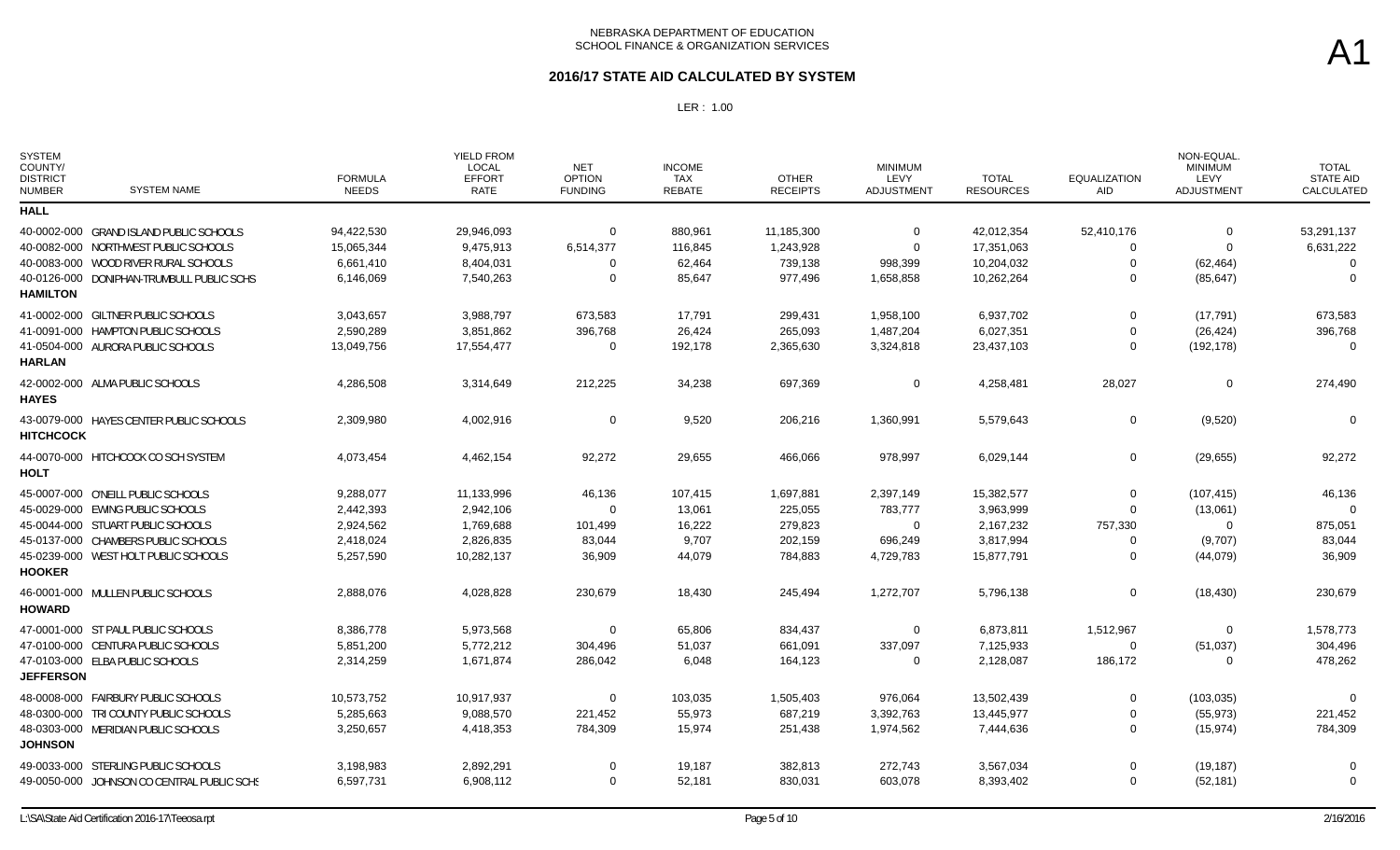NEBRASKA DEPARTMENT OF EDUCATION
SCHOOL FINANCE & ORGANIZATION SERVICES

A1

## 2016/17 STATE AID CALCULATED BY SYSTEM

LER : 1.00

| SYSTEM COUNTY/ DISTRICT NUMBER | SYSTEM NAME | FORMULA NEEDS | YIELD FROM LOCAL EFFORT RATE | NET OPTION FUNDING | INCOME TAX REBATE | OTHER RECEIPTS | MINIMUM LEVY ADJUSTMENT | TOTAL RESOURCES | EQUALIZATION AID | NON-EQUAL. MINIMUM LEVY ADJUSTMENT | TOTAL STATE AID CALCULATED |
|---|---|---|---|---|---|---|---|---|---|---|---|
| **HALL** | | | | | | | | | | | |
| 40-0002-000 | GRAND ISLAND PUBLIC SCHOOLS | 94,422,530 | 29,946,093 | 0 | 880,961 | 11,185,300 | 0 | 42,012,354 | 52,410,176 | 0 | 53,291,137 |
| 40-0082-000 | NORTHWEST PUBLIC SCHOOLS | 15,065,344 | 9,475,913 | 6,514,377 | 116,845 | 1,243,928 | 0 | 17,351,063 | 0 | 0 | 6,631,222 |
| 40-0083-000 | WOOD RIVER RURAL SCHOOLS | 6,661,410 | 8,404,031 | 0 | 62,464 | 739,138 | 998,399 | 10,204,032 | 0 | (62,464) | 0 |
| 40-0126-000 | DONIPHAN-TRUMBULL PUBLIC SCHS | 6,146,069 | 7,540,263 | 0 | 85,647 | 977,496 | 1,658,858 | 10,262,264 | 0 | (85,647) | 0 |
| **HAMILTON** | | | | | | | | | | | |
| 41-0002-000 | GILTNER PUBLIC SCHOOLS | 3,043,657 | 3,988,797 | 673,583 | 17,791 | 299,431 | 1,958,100 | 6,937,702 | 0 | (17,791) | 673,583 |
| 41-0091-000 | HAMPTON PUBLIC SCHOOLS | 2,590,289 | 3,851,862 | 396,768 | 26,424 | 265,093 | 1,487,204 | 6,027,351 | 0 | (26,424) | 396,768 |
| 41-0504-000 | AURORA PUBLIC SCHOOLS | 13,049,756 | 17,554,477 | 0 | 192,178 | 2,365,630 | 3,324,818 | 23,437,103 | 0 | (192,178) | 0 |
| **HARLAN** | | | | | | | | | | | |
| 42-0002-000 | ALMA PUBLIC SCHOOLS | 4,286,508 | 3,314,649 | 212,225 | 34,238 | 697,369 | 0 | 4,258,481 | 28,027 | 0 | 274,490 |
| **HAYES** | | | | | | | | | | | |
| 43-0079-000 | HAYES CENTER PUBLIC SCHOOLS | 2,309,980 | 4,002,916 | 0 | 9,520 | 206,216 | 1,360,991 | 5,579,643 | 0 | (9,520) | 0 |
| **HITCHCOCK** | | | | | | | | | | | |
| 44-0070-000 | HITCHCOCK CO SCH SYSTEM | 4,073,454 | 4,462,154 | 92,272 | 29,655 | 466,066 | 978,997 | 6,029,144 | 0 | (29,655) | 92,272 |
| **HOLT** | | | | | | | | | | | |
| 45-0007-000 | O'NEILL PUBLIC SCHOOLS | 9,288,077 | 11,133,996 | 46,136 | 107,415 | 1,697,881 | 2,397,149 | 15,382,577 | 0 | (107,415) | 46,136 |
| 45-0029-000 | EWING PUBLIC SCHOOLS | 2,442,393 | 2,942,106 | 0 | 13,061 | 225,055 | 783,777 | 3,963,999 | 0 | (13,061) | 0 |
| 45-0044-000 | STUART PUBLIC SCHOOLS | 2,924,562 | 1,769,688 | 101,499 | 16,222 | 279,823 | 0 | 2,167,232 | 757,330 | 0 | 875,051 |
| 45-0137-000 | CHAMBERS PUBLIC SCHOOLS | 2,418,024 | 2,826,835 | 83,044 | 9,707 | 202,159 | 696,249 | 3,817,994 | 0 | (9,707) | 83,044 |
| 45-0239-000 | WEST HOLT PUBLIC SCHOOLS | 5,257,590 | 10,282,137 | 36,909 | 44,079 | 784,883 | 4,729,783 | 15,877,791 | 0 | (44,079) | 36,909 |
| **HOOKER** | | | | | | | | | | | |
| 46-0001-000 | MULLEN PUBLIC SCHOOLS | 2,888,076 | 4,028,828 | 230,679 | 18,430 | 245,494 | 1,272,707 | 5,796,138 | 0 | (18,430) | 230,679 |
| **HOWARD** | | | | | | | | | | | |
| 47-0001-000 | ST PAUL PUBLIC SCHOOLS | 8,386,778 | 5,973,568 | 0 | 65,806 | 834,437 | 0 | 6,873,811 | 1,512,967 | 0 | 1,578,773 |
| 47-0100-000 | CENTURA PUBLIC SCHOOLS | 5,851,200 | 5,772,212 | 304,496 | 51,037 | 661,091 | 337,097 | 7,125,933 | 0 | (51,037) | 304,496 |
| 47-0103-000 | ELBA PUBLIC SCHOOLS | 2,314,259 | 1,671,874 | 286,042 | 6,048 | 164,123 | 0 | 2,128,087 | 186,172 | 0 | 478,262 |
| **JEFFERSON** | | | | | | | | | | | |
| 48-0008-000 | FAIRBURY PUBLIC SCHOOLS | 10,573,752 | 10,917,937 | 0 | 103,035 | 1,505,403 | 976,064 | 13,502,439 | 0 | (103,035) | 0 |
| 48-0300-000 | TRI COUNTY PUBLIC SCHOOLS | 5,285,663 | 9,088,570 | 221,452 | 55,973 | 687,219 | 3,392,763 | 13,445,977 | 0 | (55,973) | 221,452 |
| 48-0303-000 | MERIDIAN PUBLIC SCHOOLS | 3,250,657 | 4,418,353 | 784,309 | 15,974 | 251,438 | 1,974,562 | 7,444,636 | 0 | (15,974) | 784,309 |
| **JOHNSON** | | | | | | | | | | | |
| 49-0033-000 | STERLING PUBLIC SCHOOLS | 3,198,983 | 2,892,291 | 0 | 19,187 | 382,813 | 272,743 | 3,567,034 | 0 | (19,187) | 0 |
| 49-0050-000 | JOHNSON CO CENTRAL PUBLIC SCHS | 6,597,731 | 6,908,112 | 0 | 52,181 | 830,031 | 603,078 | 8,393,402 | 0 | (52,181) | 0 |

L:\SA\State Aid Certification 2016-17\Teeosa.rpt    2/16/2016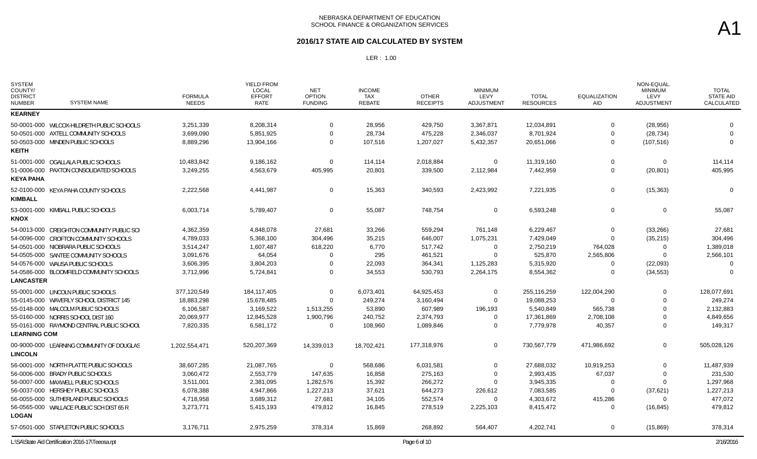NEBRASKA DEPARTMENT OF EDUCATION
SCHOOL FINANCE & ORGANIZATION SERVICES

A1

## 2016/17 STATE AID CALCULATED BY SYSTEM

LER : 1.00

| SYSTEM COUNTY/ DISTRICT NUMBER | SYSTEM NAME | FORMULA NEEDS | YIELD FROM LOCAL EFFORT RATE | NET OPTION FUNDING | INCOME TAX REBATE | OTHER RECEIPTS | MINIMUM LEVY ADJUSTMENT | TOTAL RESOURCES | EQUALIZATION AID | NON-EQUAL. MINIMUM LEVY ADJUSTMENT | TOTAL STATE AID CALCULATED |
|---|---|---|---|---|---|---|---|---|---|---|---|
| **KEARNEY** | | | | | | | | | | | |
| 50-0001-000 | WILCOX-HILDRETH PUBLIC SCHOOLS | 3,251,339 | 8,208,314 | 0 | 28,956 | 429,750 | 3,367,871 | 12,034,891 | 0 | (28,956) | 0 |
| 50-0501-000 | AXTELL COMMUNITY SCHOOLS | 3,699,090 | 5,851,925 | 0 | 28,734 | 475,228 | 2,346,037 | 8,701,924 | 0 | (28,734) | 0 |
| 50-0503-000 | MINDEN PUBLIC SCHOOLS | 8,889,296 | 13,904,166 | 0 | 107,516 | 1,207,027 | 5,432,357 | 20,651,066 | 0 | (107,516) | 0 |
| **KEITH** | | | | | | | | | | | |
| 51-0001-000 | OGALLALA PUBLIC SCHOOLS | 10,483,842 | 9,186,162 | 0 | 114,114 | 2,018,884 | 0 | 11,319,160 | 0 | 0 | 114,114 |
| 51-0006-000 | PAXTON CONSOLIDATED SCHOOLS | 3,249,255 | 4,563,679 | 405,995 | 20,801 | 339,500 | 2,112,984 | 7,442,959 | 0 | (20,801) | 405,995 |
| **KEYA PAHA** | | | | | | | | | | | |
| 52-0100-000 | KEYA PAHA COUNTY SCHOOLS | 2,222,568 | 4,441,987 | 0 | 15,363 | 340,593 | 2,423,992 | 7,221,935 | 0 | (15,363) | 0 |
| **KIMBALL** | | | | | | | | | | | |
| 53-0001-000 | KIMBALL PUBLIC SCHOOLS | 6,003,714 | 5,789,407 | 0 | 55,087 | 748,754 | 0 | 6,593,248 | 0 | 0 | 55,087 |
| **KNOX** | | | | | | | | | | | |
| 54-0013-000 | CREIGHTON COMMUNITY PUBLIC SCH | 4,362,359 | 4,848,078 | 27,681 | 33,266 | 559,294 | 761,148 | 6,229,467 | 0 | (33,266) | 27,681 |
| 54-0096-000 | CROFTON COMMUNITY SCHOOLS | 4,789,033 | 5,368,100 | 304,496 | 35,215 | 646,007 | 1,075,231 | 7,429,049 | 0 | (35,215) | 304,496 |
| 54-0501-000 | NIOBRARA PUBLIC SCHOOLS | 3,514,247 | 1,607,487 | 618,220 | 6,770 | 517,742 | 0 | 2,750,219 | 764,028 | 0 | 1,389,018 |
| 54-0505-000 | SANTEE COMMUNITY SCHOOLS | 3,091,676 | 64,054 | 0 | 295 | 461,521 | 0 | 525,870 | 2,565,806 | 0 | 2,566,101 |
| 54-0576-000 | WAUSA PUBLIC SCHOOLS | 3,606,395 | 3,804,203 | 0 | 22,093 | 364,341 | 1,125,283 | 5,315,920 | 0 | (22,093) | 0 |
| 54-0586-000 | BLOOMFIELD COMMUNITY SCHOOLS | 3,712,996 | 5,724,841 | 0 | 34,553 | 530,793 | 2,264,175 | 8,554,362 | 0 | (34,553) | 0 |
| **LANCASTER** | | | | | | | | | | | |
| 55-0001-000 | LINCOLN PUBLIC SCHOOLS | 377,120,549 | 184,117,405 | 0 | 6,073,401 | 64,925,453 | 0 | 255,116,259 | 122,004,290 | 0 | 128,077,691 |
| 55-0145-000 | WAVERLY SCHOOL DISTRICT 145 | 18,883,298 | 15,678,485 | 0 | 249,274 | 3,160,494 | 0 | 19,088,253 | 0 | 0 | 249,274 |
| 55-0148-000 | MALCOLM PUBLIC SCHOOLS | 6,106,587 | 3,169,522 | 1,513,255 | 53,890 | 607,989 | 196,193 | 5,540,849 | 565,738 | 0 | 2,132,883 |
| 55-0160-000 | NORRIS SCHOOL DIST 160 | 20,069,977 | 12,845,528 | 1,900,796 | 240,752 | 2,374,793 | 0 | 17,361,869 | 2,708,108 | 0 | 4,849,656 |
| 55-0161-000 | RAYMOND CENTRAL PUBLIC SCHOOL | 7,820,335 | 6,581,172 | 0 | 108,960 | 1,089,846 | 0 | 7,779,978 | 40,357 | 0 | 149,317 |
| **LEARNING COM** | | | | | | | | | | | |
| 00-9000-000 | LEARNING COMMUNITY OF DOUGLAS | 1,202,554,471 | 520,207,369 | 14,339,013 | 18,702,421 | 177,318,976 | 0 | 730,567,779 | 471,986,692 | 0 | 505,028,126 |
| **LINCOLN** | | | | | | | | | | | |
| 56-0001-000 | NORTH PLATTE PUBLIC SCHOOLS | 38,607,285 | 21,087,765 | 0 | 568,686 | 6,031,581 | 0 | 27,688,032 | 10,919,253 | 0 | 11,487,939 |
| 56-0006-000 | BRADY PUBLIC SCHOOLS | 3,060,472 | 2,553,779 | 147,635 | 16,858 | 275,163 | 0 | 2,993,435 | 67,037 | 0 | 231,530 |
| 56-0007-000 | MAXWELL PUBLIC SCHOOLS | 3,511,001 | 2,381,095 | 1,282,576 | 15,392 | 266,272 | 0 | 3,945,335 | 0 | 0 | 1,297,968 |
| 56-0037-000 | HERSHEY PUBLIC SCHOOLS | 6,078,388 | 4,947,866 | 1,227,213 | 37,621 | 644,273 | 226,612 | 7,083,585 | 0 | (37,621) | 1,227,213 |
| 56-0055-000 | SUTHERLAND PUBLIC SCHOOLS | 4,718,958 | 3,689,312 | 27,681 | 34,105 | 552,574 | 0 | 4,303,672 | 415,286 | 0 | 477,072 |
| 56-0565-000 | WALLACE PUBLIC SCH DIST 65 R | 3,273,771 | 5,415,193 | 479,812 | 16,845 | 278,519 | 2,225,103 | 8,415,472 | 0 | (16,845) | 479,812 |
| **LOGAN** | | | | | | | | | | | |
| 57-0501-000 | STAPLETON PUBLIC SCHOOLS | 3,176,711 | 2,975,259 | 378,314 | 15,869 | 268,892 | 564,407 | 4,202,741 | 0 | (15,869) | 378,314 |

L:\SA\State Aid Certification 2016-17\Teeosa.rpt　　　　2/16/2016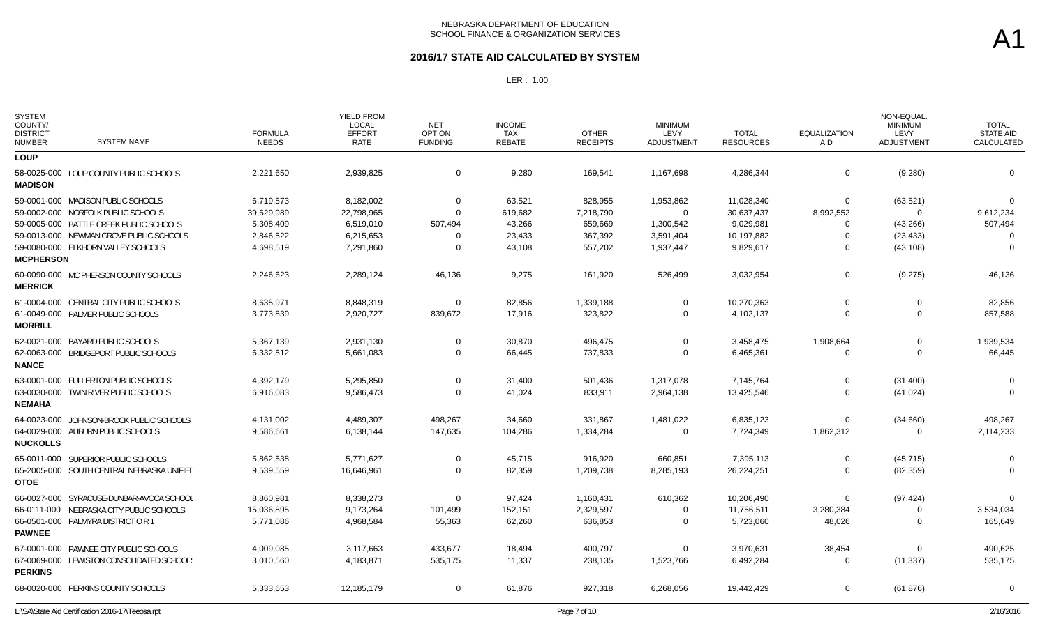NEBRASKA DEPARTMENT OF EDUCATION
SCHOOL FINANCE & ORGANIZATION SERVICES

A1

## 2016/17 STATE AID CALCULATED BY SYSTEM

LER : 1.00

| SYSTEM COUNTY/ DISTRICT NUMBER | SYSTEM NAME | FORMULA NEEDS | YIELD FROM LOCAL EFFORT RATE | NET OPTION FUNDING | INCOME TAX REBATE | OTHER RECEIPTS | MINIMUM LEVY ADJUSTMENT | TOTAL RESOURCES | EQUALIZATION AID | NON-EQUAL. MINIMUM LEVY ADJUSTMENT | TOTAL STATE AID CALCULATED |
|---|---|---|---|---|---|---|---|---|---|---|---|
| **LOUP** | | | | | | | | | | | |
| 58-0025-000 | LOUP COUNTY PUBLIC SCHOOLS | 2,221,650 | 2,939,825 | 0 | 9,280 | 169,541 | 1,167,698 | 4,286,344 | 0 | (9,280) | 0 |
| **MADISON** | | | | | | | | | | | |
| 59-0001-000 | MADISON PUBLIC SCHOOLS | 6,719,573 | 8,182,002 | 0 | 63,521 | 828,955 | 1,953,862 | 11,028,340 | 0 | (63,521) | 0 |
| 59-0002-000 | NORFOLK PUBLIC SCHOOLS | 39,629,989 | 22,798,965 | 0 | 619,682 | 7,218,790 | 0 | 30,637,437 | 8,992,552 | 0 | 9,612,234 |
| 59-0005-000 | BATTLE CREEK PUBLIC SCHOOLS | 5,308,409 | 6,519,010 | 507,494 | 43,266 | 659,669 | 1,300,542 | 9,029,981 | 0 | (43,266) | 507,494 |
| 59-0013-000 | NEWMAN GROVE PUBLIC SCHOOLS | 2,846,522 | 6,215,653 | 0 | 23,433 | 367,392 | 3,591,404 | 10,197,882 | 0 | (23,433) | 0 |
| 59-0080-000 | ELKHORN VALLEY SCHOOLS | 4,698,519 | 7,291,860 | 0 | 43,108 | 557,202 | 1,937,447 | 9,829,617 | 0 | (43,108) | 0 |
| **MCPHERSON** | | | | | | | | | | | |
| 60-0090-000 | MC PHERSON COUNTY SCHOOLS | 2,246,623 | 2,289,124 | 46,136 | 9,275 | 161,920 | 526,499 | 3,032,954 | 0 | (9,275) | 46,136 |
| **MERRICK** | | | | | | | | | | | |
| 61-0004-000 | CENTRAL CITY PUBLIC SCHOOLS | 8,635,971 | 8,848,319 | 0 | 82,856 | 1,339,188 | 0 | 10,270,363 | 0 | 0 | 82,856 |
| 61-0049-000 | PALMER PUBLIC SCHOOLS | 3,773,839 | 2,920,727 | 839,672 | 17,916 | 323,822 | 0 | 4,102,137 | 0 | 0 | 857,588 |
| **MORRILL** | | | | | | | | | | | |
| 62-0021-000 | BAYARD PUBLIC SCHOOLS | 5,367,139 | 2,931,130 | 0 | 30,870 | 496,475 | 0 | 3,458,475 | 1,908,664 | 0 | 1,939,534 |
| 62-0063-000 | BRIDGEPORT PUBLIC SCHOOLS | 6,332,512 | 5,661,083 | 0 | 66,445 | 737,833 | 0 | 6,465,361 | 0 | 0 | 66,445 |
| **NANCE** | | | | | | | | | | | |
| 63-0001-000 | FULLERTON PUBLIC SCHOOLS | 4,392,179 | 5,295,850 | 0 | 31,400 | 501,436 | 1,317,078 | 7,145,764 | 0 | (31,400) | 0 |
| 63-0030-000 | TWIN RIVER PUBLIC SCHOOLS | 6,916,083 | 9,586,473 | 0 | 41,024 | 833,911 | 2,964,138 | 13,425,546 | 0 | (41,024) | 0 |
| **NEMAHA** | | | | | | | | | | | |
| 64-0023-000 | JOHNSON-BROCK PUBLIC SCHOOLS | 4,131,002 | 4,489,307 | 498,267 | 34,660 | 331,867 | 1,481,022 | 6,835,123 | 0 | (34,660) | 498,267 |
| 64-0029-000 | AUBURN PUBLIC SCHOOLS | 9,586,661 | 6,138,144 | 147,635 | 104,286 | 1,334,284 | 0 | 7,724,349 | 1,862,312 | 0 | 2,114,233 |
| **NUCKOLLS** | | | | | | | | | | | |
| 65-0011-000 | SUPERIOR PUBLIC SCHOOLS | 5,862,538 | 5,771,627 | 0 | 45,715 | 916,920 | 660,851 | 7,395,113 | 0 | (45,715) | 0 |
| 65-2005-000 | SOUTH CENTRAL NEBRASKA UNIFIED | 9,539,559 | 16,646,961 | 0 | 82,359 | 1,209,738 | 8,285,193 | 26,224,251 | 0 | (82,359) | 0 |
| **OTOE** | | | | | | | | | | | |
| 66-0027-000 | SYRACUSE-DUNBAR-AVOCA SCHOOL | 8,860,981 | 8,338,273 | 0 | 97,424 | 1,160,431 | 610,362 | 10,206,490 | 0 | (97,424) | 0 |
| 66-0111-000 | NEBRASKA CITY PUBLIC SCHOOLS | 15,036,895 | 9,173,264 | 101,499 | 152,151 | 2,329,597 | 0 | 11,756,511 | 3,280,384 | 0 | 3,534,034 |
| 66-0501-000 | PALMYRA DISTRICT O R 1 | 5,771,086 | 4,968,584 | 55,363 | 62,260 | 636,853 | 0 | 5,723,060 | 48,026 | 0 | 165,649 |
| **PAWNEE** | | | | | | | | | | | |
| 67-0001-000 | PAWNEE CITY PUBLIC SCHOOLS | 4,009,085 | 3,117,663 | 433,677 | 18,494 | 400,797 | 0 | 3,970,631 | 38,454 | 0 | 490,625 |
| 67-0069-000 | LEWISTON CONSOLIDATED SCHOOLS | 3,010,560 | 4,183,871 | 535,175 | 11,337 | 238,135 | 1,523,766 | 6,492,284 | 0 | (11,337) | 535,175 |
| **PERKINS** | | | | | | | | | | | |
| 68-0020-000 | PERKINS COUNTY SCHOOLS | 5,333,653 | 12,185,179 | 0 | 61,876 | 927,318 | 6,268,056 | 19,442,429 | 0 | (61,876) | 0 |

L:\SA\State Aid Certification 2016-17\Teeosa.rpt    2/16/2016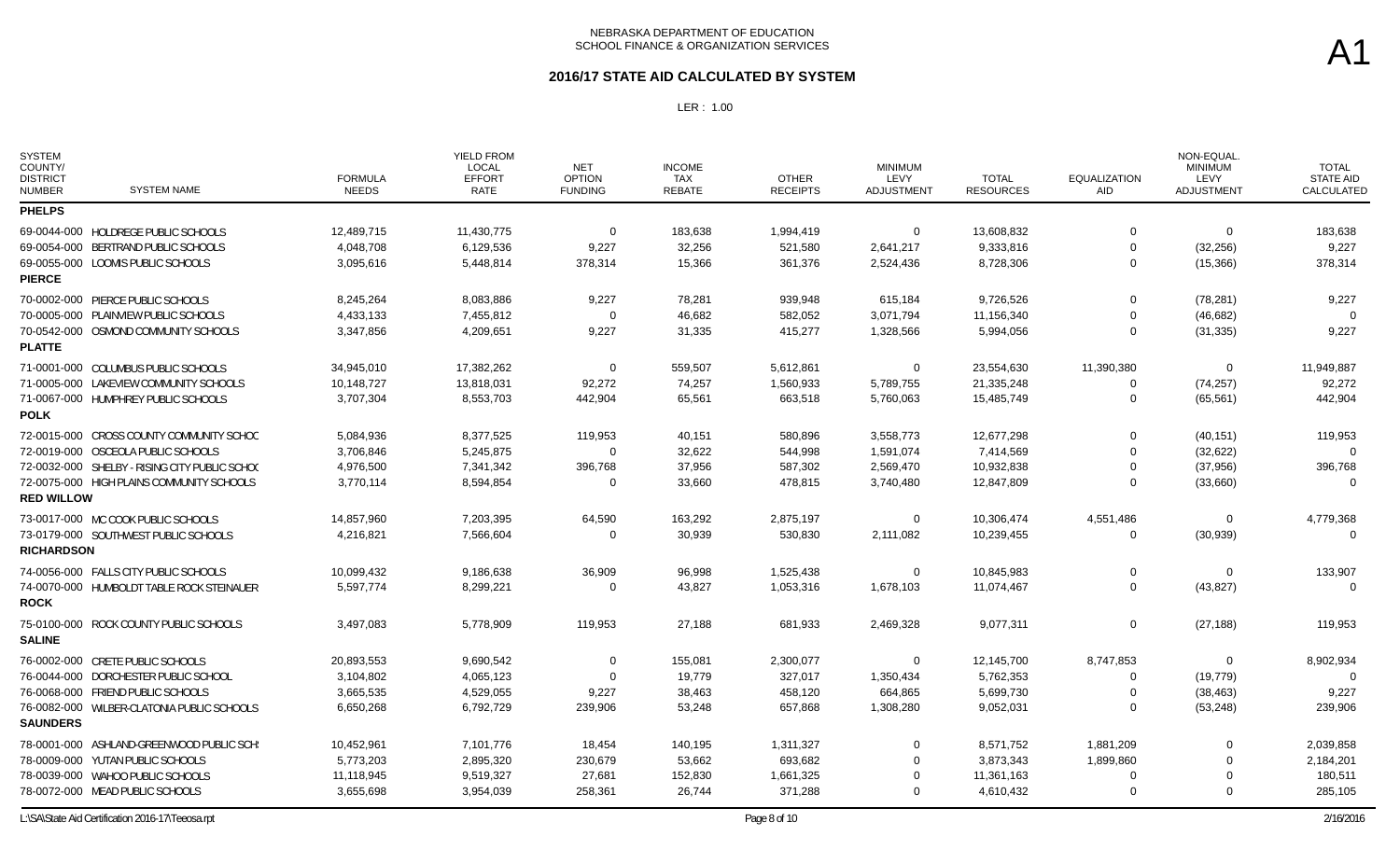NEBRASKA DEPARTMENT OF EDUCATION
SCHOOL FINANCE & ORGANIZATION SERVICES

A1

## 2016/17 STATE AID CALCULATED BY SYSTEM

LER : 1.00

| SYSTEM COUNTY/ DISTRICT NUMBER | SYSTEM NAME | FORMULA NEEDS | YIELD FROM LOCAL EFFORT RATE | NET OPTION FUNDING | INCOME TAX REBATE | OTHER RECEIPTS | MINIMUM LEVY ADJUSTMENT | TOTAL RESOURCES | EQUALIZATION AID | NON-EQUAL. MINIMUM LEVY ADJUSTMENT | TOTAL STATE AID CALCULATED |
|---|---|---|---|---|---|---|---|---|---|---|---|
| **PHELPS** | | | | | | | | | | | |
| 69-0044-000 | HOLDREGE PUBLIC SCHOOLS | 12,489,715 | 11,430,775 | 0 | 183,638 | 1,994,419 | 0 | 13,608,832 | 0 | 0 | 183,638 |
| 69-0054-000 | BERTRAND PUBLIC SCHOOLS | 4,048,708 | 6,129,536 | 9,227 | 32,256 | 521,580 | 2,641,217 | 9,333,816 | 0 | (32,256) | 9,227 |
| 69-0055-000 | LOOMIS PUBLIC SCHOOLS | 3,095,616 | 5,448,814 | 378,314 | 15,366 | 361,376 | 2,524,436 | 8,728,306 | 0 | (15,366) | 378,314 |
| **PIERCE** | | | | | | | | | | | |
| 70-0002-000 | PIERCE PUBLIC SCHOOLS | 8,245,264 | 8,083,886 | 9,227 | 78,281 | 939,948 | 615,184 | 9,726,526 | 0 | (78,281) | 9,227 |
| 70-0005-000 | PLAINVIEW PUBLIC SCHOOLS | 4,433,133 | 7,455,812 | 0 | 46,682 | 582,052 | 3,071,794 | 11,156,340 | 0 | (46,682) | 0 |
| 70-0542-000 | OSMOND COMMUNITY SCHOOLS | 3,347,856 | 4,209,651 | 9,227 | 31,335 | 415,277 | 1,328,566 | 5,994,056 | 0 | (31,335) | 9,227 |
| **PLATTE** | | | | | | | | | | | |
| 71-0001-000 | COLUMBUS PUBLIC SCHOOLS | 34,945,010 | 17,382,262 | 0 | 559,507 | 5,612,861 | 0 | 23,554,630 | 11,390,380 | 0 | 11,949,887 |
| 71-0005-000 | LAKEVIEW COMMUNITY SCHOOLS | 10,148,727 | 13,818,031 | 92,272 | 74,257 | 1,560,933 | 5,789,755 | 21,335,248 | 0 | (74,257) | 92,272 |
| 71-0067-000 | HUMPHREY PUBLIC SCHOOLS | 3,707,304 | 8,553,703 | 442,904 | 65,561 | 663,518 | 5,760,063 | 15,485,749 | 0 | (65,561) | 442,904 |
| **POLK** | | | | | | | | | | | |
| 72-0015-000 | CROSS COUNTY COMMUNITY SCHOO | 5,084,936 | 8,377,525 | 119,953 | 40,151 | 580,896 | 3,558,773 | 12,677,298 | 0 | (40,151) | 119,953 |
| 72-0019-000 | OSCEOLA PUBLIC SCHOOLS | 3,706,846 | 5,245,875 | 0 | 32,622 | 544,998 | 1,591,074 | 7,414,569 | 0 | (32,622) | 0 |
| 72-0032-000 | SHELBY - RISING CITY PUBLIC SCHO( | 4,976,500 | 7,341,342 | 396,768 | 37,956 | 587,302 | 2,569,470 | 10,932,838 | 0 | (37,956) | 396,768 |
| 72-0075-000 | HIGH PLAINS COMMUNITY SCHOOLS | 3,770,114 | 8,594,854 | 0 | 33,660 | 478,815 | 3,740,480 | 12,847,809 | 0 | (33,660) | 0 |
| **RED WILLOW** | | | | | | | | | | | |
| 73-0017-000 | MC COOK PUBLIC SCHOOLS | 14,857,960 | 7,203,395 | 64,590 | 163,292 | 2,875,197 | 0 | 10,306,474 | 4,551,486 | 0 | 4,779,368 |
| 73-0179-000 | SOUTHWEST PUBLIC SCHOOLS | 4,216,821 | 7,566,604 | 0 | 30,939 | 530,830 | 2,111,082 | 10,239,455 | 0 | (30,939) | 0 |
| **RICHARDSON** | | | | | | | | | | | |
| 74-0056-000 | FALLS CITY PUBLIC SCHOOLS | 10,099,432 | 9,186,638 | 36,909 | 96,998 | 1,525,438 | 0 | 10,845,983 | 0 | 0 | 133,907 |
| 74-0070-000 | HUMBOLDT TABLE ROCK STEINAUER | 5,597,774 | 8,299,221 | 0 | 43,827 | 1,053,316 | 1,678,103 | 11,074,467 | 0 | (43,827) | 0 |
| **ROCK** | | | | | | | | | | | |
| 75-0100-000 | ROCK COUNTY PUBLIC SCHOOLS | 3,497,083 | 5,778,909 | 119,953 | 27,188 | 681,933 | 2,469,328 | 9,077,311 | 0 | (27,188) | 119,953 |
| **SALINE** | | | | | | | | | | | |
| 76-0002-000 | CRETE PUBLIC SCHOOLS | 20,893,553 | 9,690,542 | 0 | 155,081 | 2,300,077 | 0 | 12,145,700 | 8,747,853 | 0 | 8,902,934 |
| 76-0044-000 | DORCHESTER PUBLIC SCHOOL | 3,104,802 | 4,065,123 | 0 | 19,779 | 327,017 | 1,350,434 | 5,762,353 | 0 | (19,779) | 0 |
| 76-0068-000 | FRIEND PUBLIC SCHOOLS | 3,665,535 | 4,529,055 | 9,227 | 38,463 | 458,120 | 664,865 | 5,699,730 | 0 | (38,463) | 9,227 |
| 76-0082-000 | WILBER-CLATONIA PUBLIC SCHOOLS | 6,650,268 | 6,792,729 | 239,906 | 53,248 | 657,868 | 1,308,280 | 9,052,031 | 0 | (53,248) | 239,906 |
| **SAUNDERS** | | | | | | | | | | | |
| 78-0001-000 | ASHLAND-GREENWOOD PUBLIC SCH | 10,452,961 | 7,101,776 | 18,454 | 140,195 | 1,311,327 | 0 | 8,571,752 | 1,881,209 | 0 | 2,039,858 |
| 78-0009-000 | YUTAN PUBLIC SCHOOLS | 5,773,203 | 2,895,320 | 230,679 | 53,662 | 693,682 | 0 | 3,873,343 | 1,899,860 | 0 | 2,184,201 |
| 78-0039-000 | WAHOO PUBLIC SCHOOLS | 11,118,945 | 9,519,327 | 27,681 | 152,830 | 1,661,325 | 0 | 11,361,163 | 0 | 0 | 180,511 |
| 78-0072-000 | MEAD PUBLIC SCHOOLS | 3,655,698 | 3,954,039 | 258,361 | 26,744 | 371,288 | 0 | 4,610,432 | 0 | 0 | 285,105 |

L:\SA\State Aid Certification 2016-17\Teeosa.rpt — 2/16/2016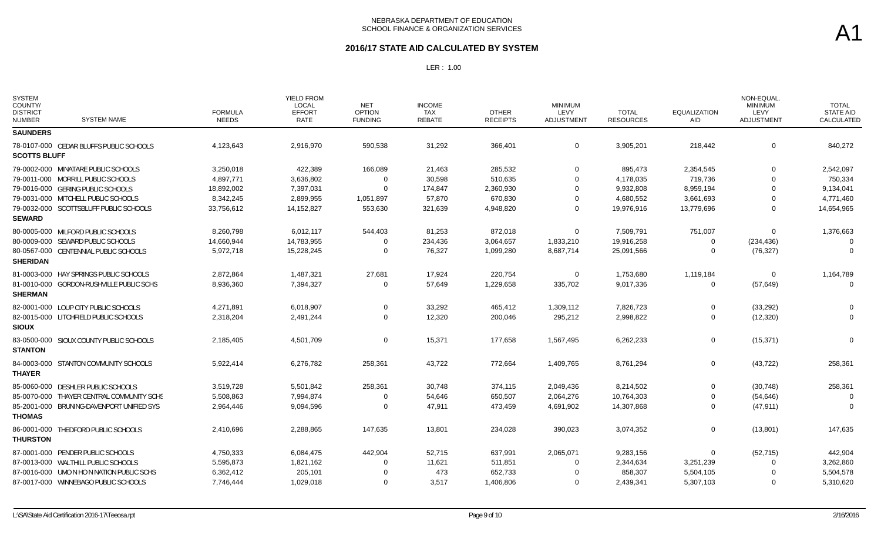NEBRASKA DEPARTMENT OF EDUCATION
SCHOOL FINANCE & ORGANIZATION SERVICES

A1

## 2016/17 STATE AID CALCULATED BY SYSTEM

LER : 1.00

| SYSTEM COUNTY/ DISTRICT NUMBER | SYSTEM NAME | FORMULA NEEDS | YIELD FROM LOCAL EFFORT RATE | NET OPTION FUNDING | INCOME TAX REBATE | OTHER RECEIPTS | MINIMUM LEVY ADJUSTMENT | TOTAL RESOURCES | EQUALIZATION AID | NON-EQUAL. MINIMUM LEVY ADJUSTMENT | TOTAL STATE AID CALCULATED |
|---|---|---|---|---|---|---|---|---|---|---|---|
| **SAUNDERS** | | | | | | | | | | | |
| 78-0107-000 | CEDAR BLUFFS PUBLIC SCHOOLS | 4,123,643 | 2,916,970 | 590,538 | 31,292 | 366,401 | 0 | 3,905,201 | 218,442 | 0 | 840,272 |
| **SCOTTS BLUFF** | | | | | | | | | | | |
| 79-0002-000 | MINATARE PUBLIC SCHOOLS | 3,250,018 | 422,389 | 166,089 | 21,463 | 285,532 | 0 | 895,473 | 2,354,545 | 0 | 2,542,097 |
| 79-0011-000 | MORRILL PUBLIC SCHOOLS | 4,897,771 | 3,636,802 | 0 | 30,598 | 510,635 | 0 | 4,178,035 | 719,736 | 0 | 750,334 |
| 79-0016-000 | GERING PUBLIC SCHOOLS | 18,892,002 | 7,397,031 | 0 | 174,847 | 2,360,930 | 0 | 9,932,808 | 8,959,194 | 0 | 9,134,041 |
| 79-0031-000 | MITCHELL PUBLIC SCHOOLS | 8,342,245 | 2,899,955 | 1,051,897 | 57,870 | 670,830 | 0 | 4,680,552 | 3,661,693 | 0 | 4,771,460 |
| 79-0032-000 | SCOTTSBLUFF PUBLIC SCHOOLS | 33,756,612 | 14,152,827 | 553,630 | 321,639 | 4,948,820 | 0 | 19,976,916 | 13,779,696 | 0 | 14,654,965 |
| **SEWARD** | | | | | | | | | | | |
| 80-0005-000 | MILFORD PUBLIC SCHOOLS | 8,260,798 | 6,012,117 | 544,403 | 81,253 | 872,018 | 0 | 7,509,791 | 751,007 | 0 | 1,376,663 |
| 80-0009-000 | SEWARD PUBLIC SCHOOLS | 14,660,944 | 14,783,955 | 0 | 234,436 | 3,064,657 | 1,833,210 | 19,916,258 | 0 | (234,436) | 0 |
| 80-0567-000 | CENTENNIAL PUBLIC SCHOOLS | 5,972,718 | 15,228,245 | 0 | 76,327 | 1,099,280 | 8,687,714 | 25,091,566 | 0 | (76,327) | 0 |
| **SHERIDAN** | | | | | | | | | | | |
| 81-0003-000 | HAY SPRINGS PUBLIC SCHOOLS | 2,872,864 | 1,487,321 | 27,681 | 17,924 | 220,754 | 0 | 1,753,680 | 1,119,184 | 0 | 1,164,789 |
| 81-0010-000 | GORDON-RUSHVILLE PUBLIC SCHS | 8,936,360 | 7,394,327 | 0 | 57,649 | 1,229,658 | 335,702 | 9,017,336 | 0 | (57,649) | 0 |
| **SHERMAN** | | | | | | | | | | | |
| 82-0001-000 | LOUP CITY PUBLIC SCHOOLS | 4,271,891 | 6,018,907 | 0 | 33,292 | 465,412 | 1,309,112 | 7,826,723 | 0 | (33,292) | 0 |
| 82-0015-000 | LITCHFIELD PUBLIC SCHOOLS | 2,318,204 | 2,491,244 | 0 | 12,320 | 200,046 | 295,212 | 2,998,822 | 0 | (12,320) | 0 |
| **SIOUX** | | | | | | | | | | | |
| 83-0500-000 | SIOUX COUNTY PUBLIC SCHOOLS | 2,185,405 | 4,501,709 | 0 | 15,371 | 177,658 | 1,567,495 | 6,262,233 | 0 | (15,371) | 0 |
| **STANTON** | | | | | | | | | | | |
| 84-0003-000 | STANTON COMMUNITY SCHOOLS | 5,922,414 | 6,276,782 | 258,361 | 43,722 | 772,664 | 1,409,765 | 8,761,294 | 0 | (43,722) | 258,361 |
| **THAYER** | | | | | | | | | | | |
| 85-0060-000 | DESHLER PUBLIC SCHOOLS | 3,519,728 | 5,501,842 | 258,361 | 30,748 | 374,115 | 2,049,436 | 8,214,502 | 0 | (30,748) | 258,361 |
| 85-0070-000 | THAYER CENTRAL COMMUNITY SCHS | 5,508,863 | 7,994,874 | 0 | 54,646 | 650,507 | 2,064,276 | 10,764,303 | 0 | (54,646) | 0 |
| 85-2001-000 | BRUNING-DAVENPORT UNIFIED SYS | 2,964,446 | 9,094,596 | 0 | 47,911 | 473,459 | 4,691,902 | 14,307,868 | 0 | (47,911) | 0 |
| **THOMAS** | | | | | | | | | | | |
| 86-0001-000 | THEDFORD PUBLIC SCHOOLS | 2,410,696 | 2,288,865 | 147,635 | 13,801 | 234,028 | 390,023 | 3,074,352 | 0 | (13,801) | 147,635 |
| **THURSTON** | | | | | | | | | | | |
| 87-0001-000 | PENDER PUBLIC SCHOOLS | 4,750,333 | 6,084,475 | 442,904 | 52,715 | 637,991 | 2,065,071 | 9,283,156 | 0 | (52,715) | 442,904 |
| 87-0013-000 | WALTHILL PUBLIC SCHOOLS | 5,595,873 | 1,821,162 | 0 | 11,621 | 511,851 | 0 | 2,344,634 | 3,251,239 | 0 | 3,262,860 |
| 87-0016-000 | UMO N HO N NATION PUBLIC SCHS | 6,362,412 | 205,101 | 0 | 473 | 652,733 | 0 | 858,307 | 5,504,105 | 0 | 5,504,578 |
| 87-0017-000 | WINNEBAGO PUBLIC SCHOOLS | 7,746,444 | 1,029,018 | 0 | 3,517 | 1,406,806 | 0 | 2,439,341 | 5,307,103 | 0 | 5,310,620 |

L:\SA\State Aid Certification 2016-17\Teeosa.rpt 2/16/2016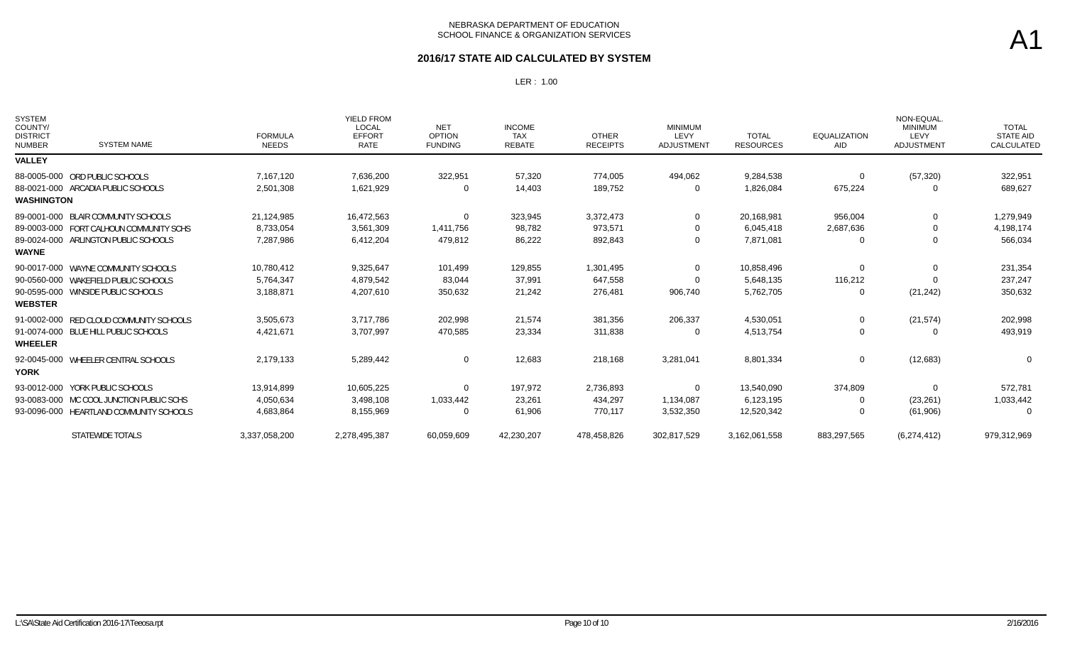NEBRASKA DEPARTMENT OF EDUCATION
SCHOOL FINANCE & ORGANIZATION SERVICES

A1

## 2016/17 STATE AID CALCULATED BY SYSTEM

LER : 1.00

| SYSTEM COUNTY/ DISTRICT NUMBER | SYSTEM NAME | FORMULA NEEDS | YIELD FROM LOCAL EFFORT RATE | NET OPTION FUNDING | INCOME TAX REBATE | OTHER RECEIPTS | MINIMUM LEVY ADJUSTMENT | TOTAL RESOURCES | EQUALIZATION AID | NON-EQUAL. MINIMUM LEVY ADJUSTMENT | TOTAL STATE AID CALCULATED |
|---|---|---|---|---|---|---|---|---|---|---|---|
| **VALLEY** | | | | | | | | | | | |
| 88-0005-000 | ORD PUBLIC SCHOOLS | 7,167,120 | 7,636,200 | 322,951 | 57,320 | 774,005 | 494,062 | 9,284,538 | 0 | (57,320) | 322,951 |
| 88-0021-000 | ARCADIA PUBLIC SCHOOLS | 2,501,308 | 1,621,929 | 0 | 14,403 | 189,752 | 0 | 1,826,084 | 675,224 | 0 | 689,627 |
| **WASHINGTON** | | | | | | | | | | | |
| 89-0001-000 | BLAIR COMMUNITY SCHOOLS | 21,124,985 | 16,472,563 | 0 | 323,945 | 3,372,473 | 0 | 20,168,981 | 956,004 | 0 | 1,279,949 |
| 89-0003-000 | FORT CALHOUN COMMUNITY SCHS | 8,733,054 | 3,561,309 | 1,411,756 | 98,782 | 973,571 | 0 | 6,045,418 | 2,687,636 | 0 | 4,198,174 |
| 89-0024-000 | ARLINGTON PUBLIC SCHOOLS | 7,287,986 | 6,412,204 | 479,812 | 86,222 | 892,843 | 0 | 7,871,081 | 0 | 0 | 566,034 |
| **WAYNE** | | | | | | | | | | | |
| 90-0017-000 | WAYNE COMMUNITY SCHOOLS | 10,780,412 | 9,325,647 | 101,499 | 129,855 | 1,301,495 | 0 | 10,858,496 | 0 | 0 | 231,354 |
| 90-0560-000 | WAKEFIELD PUBLIC SCHOOLS | 5,764,347 | 4,879,542 | 83,044 | 37,991 | 647,558 | 0 | 5,648,135 | 116,212 | 0 | 237,247 |
| 90-0595-000 | WINSIDE PUBLIC SCHOOLS | 3,188,871 | 4,207,610 | 350,632 | 21,242 | 276,481 | 906,740 | 5,762,705 | 0 | (21,242) | 350,632 |
| **WEBSTER** | | | | | | | | | | | |
| 91-0002-000 | RED CLOUD COMMUNITY SCHOOLS | 3,505,673 | 3,717,786 | 202,998 | 21,574 | 381,356 | 206,337 | 4,530,051 | 0 | (21,574) | 202,998 |
| 91-0074-000 | BLUE HILL PUBLIC SCHOOLS | 4,421,671 | 3,707,997 | 470,585 | 23,334 | 311,838 | 0 | 4,513,754 | 0 | 0 | 493,919 |
| **WHEELER** | | | | | | | | | | | |
| 92-0045-000 | WHEELER CENTRAL SCHOOLS | 2,179,133 | 5,289,442 | 0 | 12,683 | 218,168 | 3,281,041 | 8,801,334 | 0 | (12,683) | 0 |
| **YORK** | | | | | | | | | | | |
| 93-0012-000 | YORK PUBLIC SCHOOLS | 13,914,899 | 10,605,225 | 0 | 197,972 | 2,736,893 | 0 | 13,540,090 | 374,809 | 0 | 572,781 |
| 93-0083-000 | MC COOL JUNCTION PUBLIC SCHS | 4,050,634 | 3,498,108 | 1,033,442 | 23,261 | 434,297 | 1,134,087 | 6,123,195 | 0 | (23,261) | 1,033,442 |
| 93-0096-000 | HEARTLAND COMMUNITY SCHOOLS | 4,683,864 | 8,155,969 | 0 | 61,906 | 770,117 | 3,532,350 | 12,520,342 | 0 | (61,906) | 0 |
| | STATEWIDE TOTALS | 3,337,058,200 | 2,278,495,387 | 60,059,609 | 42,230,207 | 478,458,826 | 302,817,529 | 3,162,061,558 | 883,297,565 | (6,274,412) | 979,312,969 |

L:\SA\State Aid Certification 2016-17\Teeosa.rpt — 2/16/2016